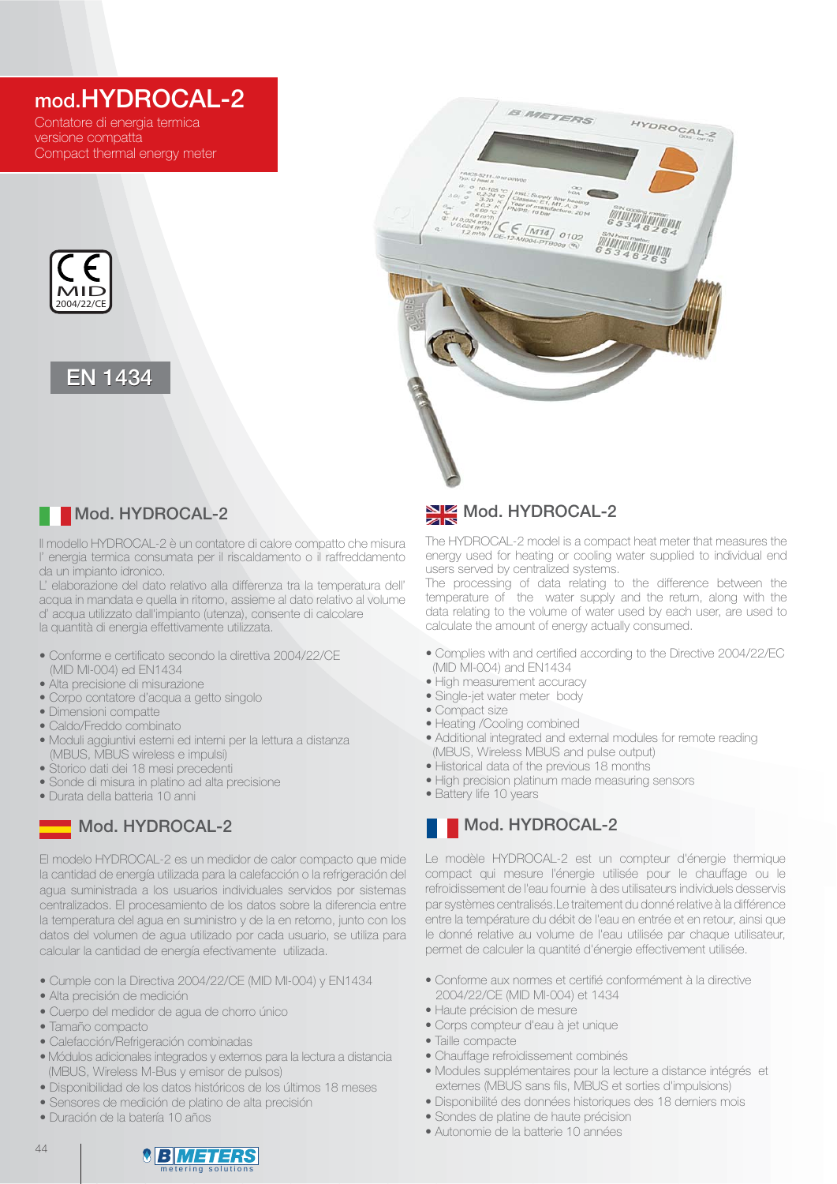# mod.HYDROCAL-2

Contatore di energia termica versione compatta
Compact thermal energy meter

MID 2004/22/CE

EN 1434

## Mod. HYDROCAL-2

Il modello HYDROCAL-2 è un contatore di calore compatto che misura l' energia termica consumata per il riscaldamento o il raffreddamento da un impianto idronico.
L' elaborazione del dato relativo alla differenza tra la temperatura dell' acqua in mandata e quella in ritorno, assieme al dato relativo al volume d' acqua utilizzato dall'impianto (utenza), consente di calcolare la quantità di energia effettivamente utilizzata.

- Conforme e certificato secondo la direttiva 2004/22/CE (MID MI-004) ed EN1434
- Alta precisione di misurazione
- Corpo contatore d'acqua a getto singolo
- Dimensioni compatte
- Caldo/Freddo combinato
- Moduli aggiuntivi esterni ed interni per la lettura a distanza (MBUS, MBUS wireless e impulsi)
- Storico dati dei 18 mesi precedenti
- Sonde di misura in platino ad alta precisione
- Durata della batteria 10 anni

## Mod. HYDROCAL-2

El modelo HYDROCAL-2 es un medidor de calor compacto que mide la cantidad de energía utilizada para la calefacción o la refrigeración del agua suministrada a los usuarios individuales servidos por sistemas centralizados. El procesamiento de los datos sobre la diferencia entre la temperatura del agua en suministro y de la en retorno, junto con los datos del volumen de agua utilizado por cada usuario, se utiliza para calcular la cantidad de energía efectivamente utilizada.

- Cumple con la Directiva 2004/22/CE (MID MI-004) y EN1434
- Alta precisión de medición
- Cuerpo del medidor de agua de chorro único
- Tamaño compacto
- Calefacción/Refrigeración combinadas
- Módulos adicionales integrados y externos para la lectura a distancia (MBUS, Wireless M-Bus y emisor de pulsos)
- Disponibilidad de los datos históricos de los últimos 18 meses
- Sensores de medición de platino de alta precisión
- Duración de la batería 10 años

## Mod. HYDROCAL-2

The HYDROCAL-2 model is a compact heat meter that measures the energy used for heating or cooling water supplied to individual end users served by centralized systems.
The processing of data relating to the difference between the temperature of the water supply and the return, along with the data relating to the volume of water used by each user, are used to calculate the amount of energy actually consumed.

- Complies with and certified according to the Directive 2004/22/EC (MID MI-004) and EN1434
- High measurement accuracy
- Single-jet water meter body
- Compact size
- Heating /Cooling combined
- Additional integrated and external modules for remote reading (MBUS, Wireless MBUS and pulse output)
- Historical data of the previous 18 months
- High precision platinum made measuring sensors
- Battery life 10 years

## Mod. HYDROCAL-2

Le modèle HYDROCAL-2 est un compteur d'énergie thermique compact qui mesure l'énergie utilisée pour le chauffage ou le refroidissement de l'eau fournie à des utilisateurs individuels desservis par systèmes centralisés. Le traitement du donné relative à la différence entre la température du débit de l'eau en entrée et en retour, ainsi que le donné relative au volume de l'eau utilisée par chaque utilisateur, permet de calculer la quantité d'énergie effectivement utilisée.

- Conforme aux normes et certifié conformément à la directive 2004/22/CE (MID MI-004) et 1434
- Haute précision de mesure
- Corps compteur d'eau à jet unique
- Taille compacte
- Chauffage refroidissement combinés
- Modules supplémentaires pour la lecture a distance intégrés et externes (MBUS sans fils, MBUS et sorties d'impulsions)
- Disponibilité des données historiques des 18 derniers mois
- Sondes de platine de haute précision
- Autonomie de la batterie 10 années

B METERS metering solutions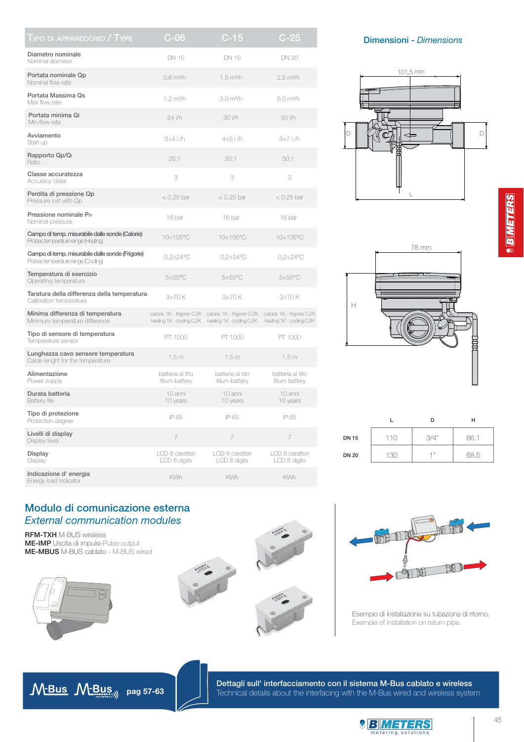| Tipo di apparecchio / Type | C-06 | C-15 | C-25 |
|---|---|---|---|
| Diametro nominale<br>Nominal diameter | DN 15 | DN 15 | DN 20 |
| Portata nominale Qp<br>Nominal flow rate | 0.6 m³/h | 1.5 m³/h | 2.5 m³/h |
| Portata Massima Qs<br>Max flow rate | 1,2 m³/h | 3.0 m³/h | 5.0 m³/h |
| Portata minima Qi<br>Min flow rate | 24 l/h | 30 l/h | 50 l/h |
| Avviamento<br>Start up | 3÷4 l /h | 4÷5 l /h | 6÷7 l /h |
| Rapporto Qp/Qi<br>Ratio | 25:1 | 50:1 | 50:1 |
| Classe accuratezza<br>Accuracy class | 3 | 3 | 3 |
| Perdita di pressione Qp<br>Pressure lost with Qp | < 0.25 bar | < 0.25 bar | < 0.25 bar |
| Pressione nominale Pn<br>Nominal pressure | 16 bar | 16 bar | 16 bar |
| Campo di temp. misurabile dalle sonde (Calorie)<br>Probes temperature range (Heating) | 10÷105°C | 10÷105°C | 10÷105°C |
| Campo di temp. misurabile dalle sonde (Frigorie)<br>Probes temperature range (Cooling) | 0,2÷24°C | 0,2÷24°C | 0,2÷24°C |
| Temperatura di esercizio<br>Operating temperature | 5÷55°C | 5÷55°C | 5÷55°C |
| Taratura della differenza della temperatura<br>Calibration temperature | 3÷70 K | 3÷70 K | 3÷70 K |
| Minima differenza di temperatura<br>Minimum temperature difference | calorie 1K - frigorie 0,2K<br>heating 1K - cooling 0,2K | calorie 1K - frigorie 0,2K<br>heating 1K - cooling 0,2K | calorie 1K - frigorie 0,2K<br>heating 1K - cooling 0,2K |
| Tipo di sensore di temperatura<br>Temperature sensor | PT 1000 | PT 1000 | PT 1000 |
| Lunghezza cavo sensore temperatura<br>Cable lenght for the temperature | 1.5 m | 1.5 m | 1.5 m |
| Alimentazione<br>Power supply | batteria al litio<br>litium battery | batteria al litio<br>litium battery | batteria al litio<br>litium battery |
| Durata batteria<br>Battery life | 10 anni<br>10 years | 10 anni<br>10 years | 10 anni<br>10 years |
| Tipo di protezione<br>Protection degree | IP 65 | IP 65 | IP 65 |
| Livelli di display<br>Display level | 7 | 7 | 7 |
| Display<br>Display | LCD 8 caratteri<br>LCD 8 digits | LCD 8 caratteri<br>LCD 8 digits | LCD 8 caratteri<br>LCD 8 digits |
| Indicazione d' energia<br>Energy load indicator | KWh | KWh | KWh |

## Dimensioni - *Dimensions*

101,5 mm

D

L

78 mm

H

| | L | D | H |
|---|---|---|---|
| DN 15 | 110 | 3/4" | 66.1 |
| DN 20 | 130 | 1" | 68.5 |

## Modulo di comunicazione esterna
## *External communication modules*

**RFM-TXH** M-BUS wireless
**ME-IMP** Uscita di impulsi-Pulse output
**ME-MBUS** M-BUS cablato - M-BUS wired

Esempio di installazione su tubazione di ritorno.
Exemple of installation on return pipe.

M-Bus M-Bus wireless pag 57-63

**Dettagli sull' interfacciamento con il sistema M-Bus cablato e wireless**
Technical details about the interfacing with the M-Bus wired and wireless system